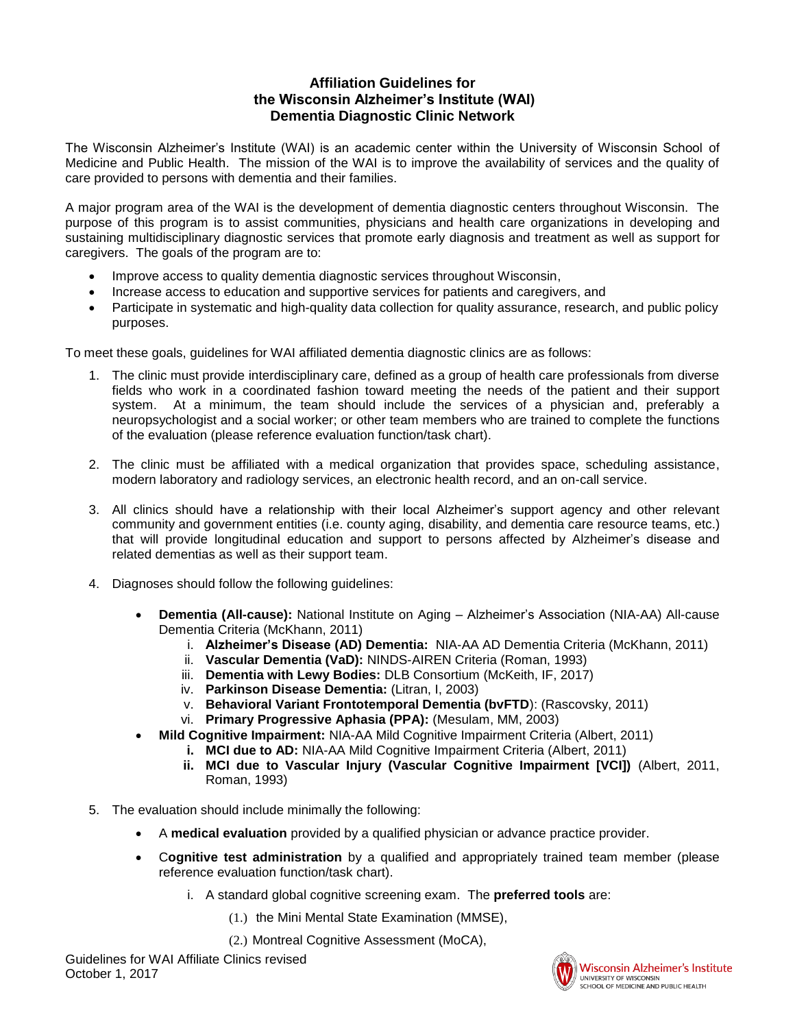# Affiliation Guidelines for the Wisconsin Alzheimer's Institute (WAI) Dementia Diagnostic Clinic Network

The Wisconsin Alzheimer's Institute (WAI) is an academic center within the University of Wisconsin School of Medicine and Public Health. The mission of the WAI is to improve the availability of services and the quality of care provided to persons with dementia and their families.

A major program area of the WAI is the development of dementia diagnostic centers throughout Wisconsin. The purpose of this program is to assist communities, physicians and health care organizations in developing and sustaining multidisciplinary diagnostic services that promote early diagnosis and treatment as well as support for caregivers. The goals of the program are to:

- Improve access to quality dementia diagnostic services throughout Wisconsin,
- Increase access to education and supportive services for patients and caregivers, and
- Participate in systematic and high-quality data collection for quality assurance, research, and public policy purposes.

To meet these goals, guidelines for WAI affiliated dementia diagnostic clinics are as follows:

1. The clinic must provide interdisciplinary care, defined as a group of health care professionals from diverse fields who work in a coordinated fashion toward meeting the needs of the patient and their support system. At a minimum, the team should include the services of a physician and, preferably a neuropsychologist and a social worker; or other team members who are trained to complete the functions of the evaluation (please reference evaluation function/task chart).

2. The clinic must be affiliated with a medical organization that provides space, scheduling assistance, modern laboratory and radiology services, an electronic health record, and an on-call service.

3. All clinics should have a relationship with their local Alzheimer's support agency and other relevant community and government entities (i.e. county aging, disability, and dementia care resource teams, etc.) that will provide longitudinal education and support to persons affected by Alzheimer's disease and related dementias as well as their support team.

4. Diagnoses should follow the following guidelines:

   - **Dementia (All-cause):** National Institute on Aging – Alzheimer's Association (NIA-AA) All-cause Dementia Criteria (McKhann, 2011)
     - i. **Alzheimer's Disease (AD) Dementia:** NIA-AA AD Dementia Criteria (McKhann, 2011)
     - ii. **Vascular Dementia (VaD):** NINDS-AIREN Criteria (Roman, 1993)
     - iii. **Dementia with Lewy Bodies:** DLB Consortium (McKeith, IF, 2017)
     - iv. **Parkinson Disease Dementia:** (Litran, I, 2003)
     - v. **Behavioral Variant Frontotemporal Dementia (bvFTD**): (Rascovsky, 2011)
     - vi. **Primary Progressive Aphasia (PPA):** (Mesulam, MM, 2003)
   - **Mild Cognitive Impairment:** NIA-AA Mild Cognitive Impairment Criteria (Albert, 2011)
     - **i. MCI due to AD:** NIA-AA Mild Cognitive Impairment Criteria (Albert, 2011)
     - **ii. MCI due to Vascular Injury (Vascular Cognitive Impairment [VCI])** (Albert, 2011, Roman, 1993)

5. The evaluation should include minimally the following:

   - A **medical evaluation** provided by a qualified physician or advance practice provider.
   - C**ognitive test administration** by a qualified and appropriately trained team member (please reference evaluation function/task chart).
     - i. A standard global cognitive screening exam. The **preferred tools** are:
       - (1.) the Mini Mental State Examination (MMSE),
       - (2.) Montreal Cognitive Assessment (MoCA),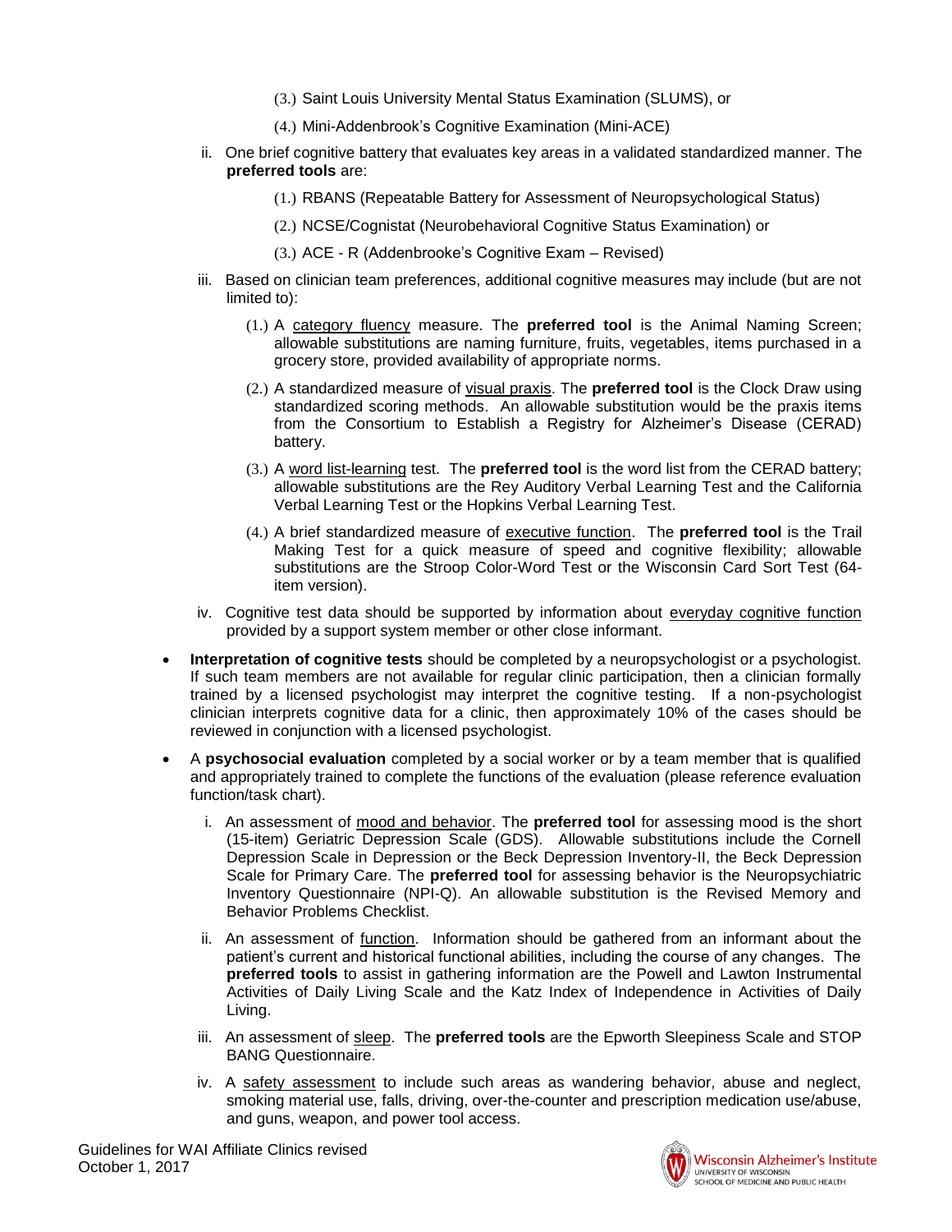(3.) Saint Louis University Mental Status Examination (SLUMS), or

(4.) Mini-Addenbrook's Cognitive Examination (Mini-ACE)

ii. One brief cognitive battery that evaluates key areas in a validated standardized manner. The **preferred tools** are:

(1.) RBANS (Repeatable Battery for Assessment of Neuropsychological Status)

(2.) NCSE/Cognistat (Neurobehavioral Cognitive Status Examination) or

(3.) ACE - R (Addenbrooke's Cognitive Exam – Revised)

iii. Based on clinician team preferences, additional cognitive measures may include (but are not limited to):

(1.) A category fluency measure. The **preferred tool** is the Animal Naming Screen; allowable substitutions are naming furniture, fruits, vegetables, items purchased in a grocery store, provided availability of appropriate norms.

(2.) A standardized measure of visual praxis. The **preferred tool** is the Clock Draw using standardized scoring methods. An allowable substitution would be the praxis items from the Consortium to Establish a Registry for Alzheimer's Disease (CERAD) battery.

(3.) A word list-learning test. The **preferred tool** is the word list from the CERAD battery; allowable substitutions are the Rey Auditory Verbal Learning Test and the California Verbal Learning Test or the Hopkins Verbal Learning Test.

(4.) A brief standardized measure of executive function. The **preferred tool** is the Trail Making Test for a quick measure of speed and cognitive flexibility; allowable substitutions are the Stroop Color-Word Test or the Wisconsin Card Sort Test (64-item version).

iv. Cognitive test data should be supported by information about everyday cognitive function provided by a support system member or other close informant.

- **Interpretation of cognitive tests** should be completed by a neuropsychologist or a psychologist. If such team members are not available for regular clinic participation, then a clinician formally trained by a licensed psychologist may interpret the cognitive testing. If a non-psychologist clinician interprets cognitive data for a clinic, then approximately 10% of the cases should be reviewed in conjunction with a licensed psychologist.

- A **psychosocial evaluation** completed by a social worker or by a team member that is qualified and appropriately trained to complete the functions of the evaluation (please reference evaluation function/task chart).

i. An assessment of mood and behavior. The **preferred tool** for assessing mood is the short (15-item) Geriatric Depression Scale (GDS). Allowable substitutions include the Cornell Depression Scale in Depression or the Beck Depression Inventory-II, the Beck Depression Scale for Primary Care. The **preferred tool** for assessing behavior is the Neuropsychiatric Inventory Questionnaire (NPI-Q). An allowable substitution is the Revised Memory and Behavior Problems Checklist.

ii. An assessment of function. Information should be gathered from an informant about the patient's current and historical functional abilities, including the course of any changes. The **preferred tools** to assist in gathering information are the Powell and Lawton Instrumental Activities of Daily Living Scale and the Katz Index of Independence in Activities of Daily Living.

iii. An assessment of sleep. The **preferred tools** are the Epworth Sleepiness Scale and STOP BANG Questionnaire.

iv. A safety assessment to include such areas as wandering behavior, abuse and neglect, smoking material use, falls, driving, over-the-counter and prescription medication use/abuse, and guns, weapon, and power tool access.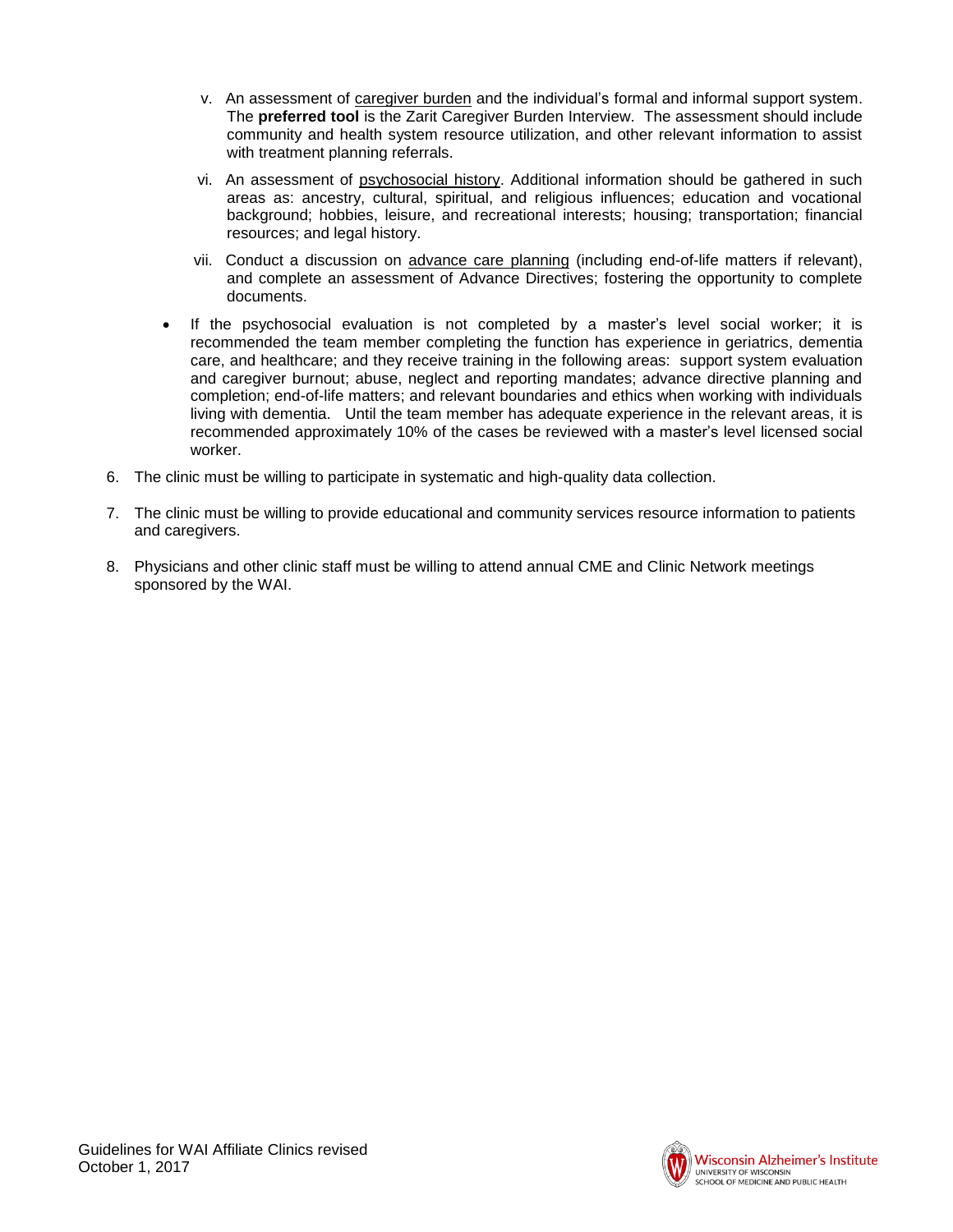v. An assessment of caregiver burden and the individual's formal and informal support system. The **preferred tool** is the Zarit Caregiver Burden Interview. The assessment should include community and health system resource utilization, and other relevant information to assist with treatment planning referrals.

vi. An assessment of psychosocial history. Additional information should be gathered in such areas as: ancestry, cultural, spiritual, and religious influences; education and vocational background; hobbies, leisure, and recreational interests; housing; transportation; financial resources; and legal history.

vii. Conduct a discussion on advance care planning (including end-of-life matters if relevant), and complete an assessment of Advance Directives; fostering the opportunity to complete documents.

- If the psychosocial evaluation is not completed by a master's level social worker; it is recommended the team member completing the function has experience in geriatrics, dementia care, and healthcare; and they receive training in the following areas: support system evaluation and caregiver burnout; abuse, neglect and reporting mandates; advance directive planning and completion; end-of-life matters; and relevant boundaries and ethics when working with individuals living with dementia. Until the team member has adequate experience in the relevant areas, it is recommended approximately 10% of the cases be reviewed with a master's level licensed social worker.

6. The clinic must be willing to participate in systematic and high-quality data collection.

7. The clinic must be willing to provide educational and community services resource information to patients and caregivers.

8. Physicians and other clinic staff must be willing to attend annual CME and Clinic Network meetings sponsored by the WAI.